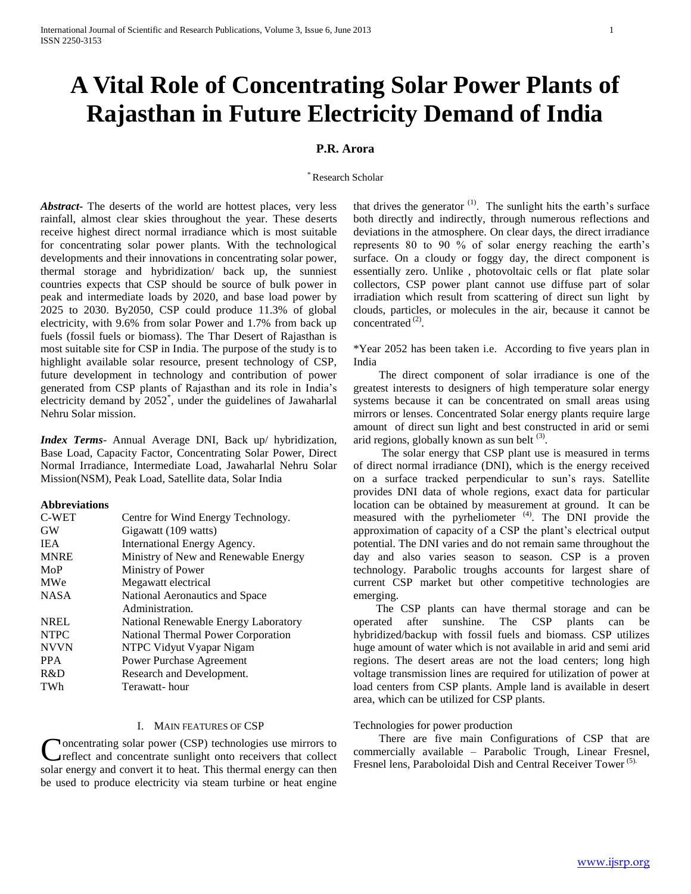# A Vital Role of Concentrating Solar Power Plants of Rajasthan in Future Electricity Demand of India

**P.R. Arora**

[*] Research Scholar

***Abstract***- The deserts of the world are hottest places, very less rainfall, almost clear skies throughout the year. These deserts receive highest direct normal irradiance which is most suitable for concentrating solar power plants. With the technological developments and their innovations in concentrating solar power, thermal storage and hybridization/ back up, the sunniest countries expects that CSP should be source of bulk power in peak and intermediate loads by 2020, and base load power by 2025 to 2030. By2050, CSP could produce 11.3% of global electricity, with 9.6% from solar Power and 1.7% from back up fuels (fossil fuels or biomass). The Thar Desert of Rajasthan is most suitable site for CSP in India. The purpose of the study is to highlight available solar resource, present technology of CSP, future development in technology and contribution of power generated from CSP plants of Rajasthan and its role in India's electricity demand by 2052[*], under the guidelines of Jawaharlal Nehru Solar mission.

***Index Terms***- Annual Average DNI, Back up/ hybridization, Base Load, Capacity Factor, Concentrating Solar Power, Direct Normal Irradiance, Intermediate Load, Jawaharlal Nehru Solar Mission(NSM), Peak Load, Satellite data, Solar India

**Abbreviations**

| | |
|---|---|
| C-WET | Centre for Wind Energy Technology. |
| GW | Gigawatt (109 watts) |
| IEA | International Energy Agency. |
| MNRE | Ministry of New and Renewable Energy |
| MoP | Ministry of Power |
| MWe | Megawatt electrical |
| NASA | National Aeronautics and Space Administration. |
| NREL | National Renewable Energy Laboratory |
| NTPC | National Thermal Power Corporation |
| NVVN | NTPC Vidyut Vyapar Nigam |
| PPA | Power Purchase Agreement |
| R&D | Research and Development. |
| TWh | Terawatt- hour |

## I. Main Features of CSP

Concentrating solar power (CSP) technologies use mirrors to reflect and concentrate sunlight onto receivers that collect solar energy and convert it to heat. This thermal energy can then be used to produce electricity via steam turbine or heat engine that drives the generator [(1)]. The sunlight hits the earth's surface both directly and indirectly, through numerous reflections and deviations in the atmosphere. On clear days, the direct irradiance represents 80 to 90 % of solar energy reaching the earth's surface. On a cloudy or foggy day, the direct component is essentially zero. Unlike , photovoltaic cells or flat plate solar collectors, CSP power plant cannot use diffuse part of solar irradiation which result from scattering of direct sun light by clouds, particles, or molecules in the air, because it cannot be concentrated [(2)].

*Year 2052 has been taken i.e. According to five years plan in India

The direct component of solar irradiance is one of the greatest interests to designers of high temperature solar energy systems because it can be concentrated on small areas using mirrors or lenses. Concentrated Solar energy plants require large amount of direct sun light and best constructed in arid or semi arid regions, globally known as sun belt [(3)].

The solar energy that CSP plant use is measured in terms of direct normal irradiance (DNI), which is the energy received on a surface tracked perpendicular to sun's rays. Satellite provides DNI data of whole regions, exact data for particular location can be obtained by measurement at ground. It can be measured with the pyrheliometer [(4)]. The DNI provide the approximation of capacity of a CSP the plant's electrical output potential. The DNI varies and do not remain same throughout the day and also varies season to season. CSP is a proven technology. Parabolic troughs accounts for largest share of current CSP market but other competitive technologies are emerging.

The CSP plants can have thermal storage and can be operated after sunshine. The CSP plants can be hybridized/backup with fossil fuels and biomass. CSP utilizes huge amount of water which is not available in arid and semi arid regions. The desert areas are not the load centers; long high voltage transmission lines are required for utilization of power at load centers from CSP plants. Ample land is available in desert area, which can be utilized for CSP plants.

Technologies for power production

There are five main Configurations of CSP that are commercially available – Parabolic Trough, Linear Fresnel, Fresnel lens, Paraboloidal Dish and Central Receiver Tower [(5)].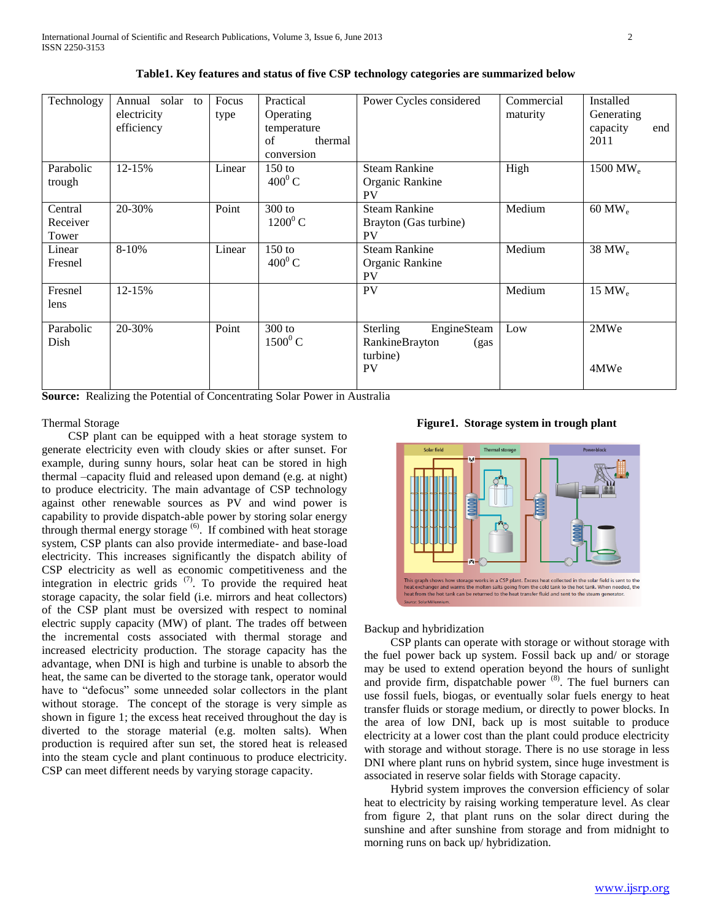**Table1. Key features and status of five CSP technology categories are summarized below**

| Technology | Annual solar to electricity efficiency | Focus type | Practical Operating temperature of thermal conversion | Power Cycles considered | Commercial maturity | Installed Generating capacity end 2011 |
|---|---|---|---|---|---|---|
| Parabolic trough | 12-15% | Linear | 150 to $400^0$ C | Steam Rankine<br>Organic Rankine<br>PV | High | 1500 $MW_e$ |
| Central Receiver Tower | 20-30% | Point | 300 to $1200^0$ C | Steam Rankine<br>Brayton (Gas turbine)<br>PV | Medium | 60 $MW_e$ |
| Linear Fresnel | 8-10% | Linear | 150 to $400^0$ C | Steam Rankine<br>Organic Rankine<br>PV | Medium | 38 $MW_e$ |
| Fresnel lens | 12-15% | | | PV | Medium | 15 $MW_e$ |
| Parabolic Dish | 20-30% | Point | 300 to $1500^0$ C | Sterling EngineSteam RankineBrayton (gas turbine)<br>PV | Low | 2MWe<br><br>4MWe |

**Source:** Realizing the Potential of Concentrating Solar Power in Australia

Thermal Storage

CSP plant can be equipped with a heat storage system to generate electricity even with cloudy skies or after sunset. For example, during sunny hours, solar heat can be stored in high thermal –capacity fluid and released upon demand (e.g. at night) to produce electricity. The main advantage of CSP technology against other renewable sources as PV and wind power is capability to provide dispatch-able power by storing solar energy through thermal energy storage [6]. If combined with heat storage system, CSP plants can also provide intermediate- and base-load electricity. This increases significantly the dispatch ability of CSP electricity as well as economic competitiveness and the integration in electric grids [7]. To provide the required heat storage capacity, the solar field (i.e. mirrors and heat collectors) of the CSP plant must be oversized with respect to nominal electric supply capacity (MW) of plant. The trades off between the incremental costs associated with thermal storage and increased electricity production. The storage capacity has the advantage, when DNI is high and turbine is unable to absorb the heat, the same can be diverted to the storage tank, operator would have to "defocus" some unneeded solar collectors in the plant without storage. The concept of the storage is very simple as shown in figure 1; the excess heat received throughout the day is diverted to the storage material (e.g. molten salts). When production is required after sun set, the stored heat is released into the steam cycle and plant continuous to produce electricity. CSP can meet different needs by varying storage capacity.

**Figure1. Storage system in trough plant**

Backup and hybridization

CSP plants can operate with storage or without storage with the fuel power back up system. Fossil back up and/ or storage may be used to extend operation beyond the hours of sunlight and provide firm, dispatchable power [8]. The fuel burners can use fossil fuels, biogas, or eventually solar fuels energy to heat transfer fluids or storage medium, or directly to power blocks. In the area of low DNI, back up is most suitable to produce electricity at a lower cost than the plant could produce electricity with storage and without storage. There is no use storage in less DNI where plant runs on hybrid system, since huge investment is associated in reserve solar fields with Storage capacity.

Hybrid system improves the conversion efficiency of solar heat to electricity by raising working temperature level. As clear from figure 2, that plant runs on the solar direct during the sunshine and after sunshine from storage and from midnight to morning runs on back up/ hybridization.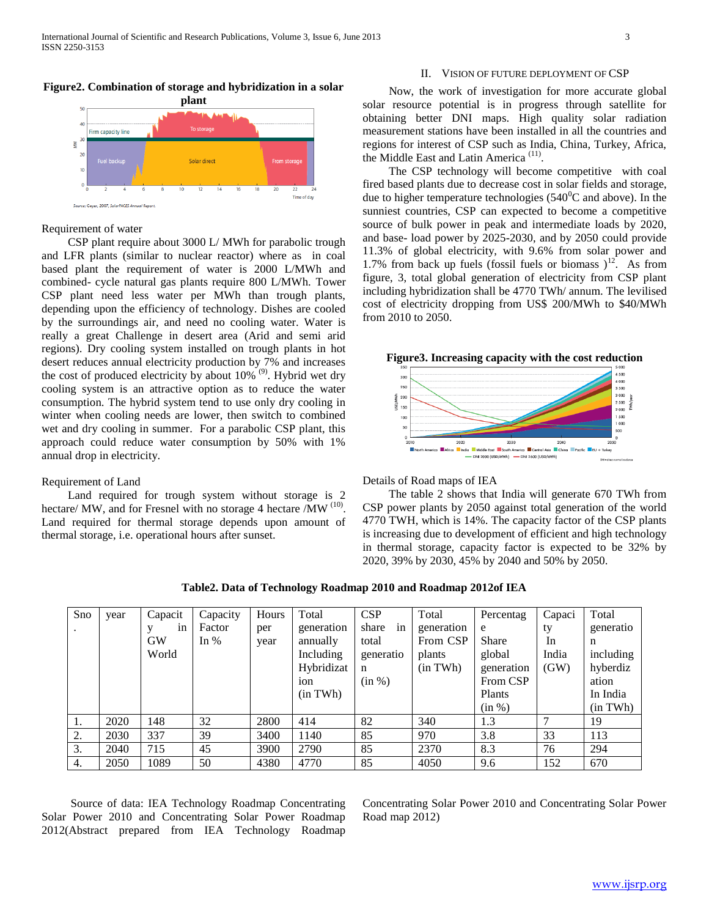**Figure2. Combination of storage and hybridization in a solar plant**

Requirement of water

CSP plant require about 3000 L/ MWh for parabolic trough and LFR plants (similar to nuclear reactor) where as in coal based plant the requirement of water is 2000 L/MWh and combined- cycle natural gas plants require 800 L/MWh. Tower CSP plant need less water per MWh than trough plants, depending upon the efficiency of technology. Dishes are cooled by the surroundings air, and need no cooling water. Water is really a great Challenge in desert area (Arid and semi arid regions). Dry cooling system installed on trough plants in hot desert reduces annual electricity production by 7% and increases the cost of produced electricity by about 10% [9]. Hybrid wet dry cooling system is an attractive option as to reduce the water consumption. The hybrid system tend to use only dry cooling in winter when cooling needs are lower, then switch to combined wet and dry cooling in summer. For a parabolic CSP plant, this approach could reduce water consumption by 50% with 1% annual drop in electricity.

Requirement of Land

Land required for trough system without storage is 2 hectare/ MW, and for Fresnel with no storage 4 hectare /MW [10]. Land required for thermal storage depends upon amount of thermal storage, i.e. operational hours after sunset.

## II. Vision of Future Deployment of CSP

Now, the work of investigation for more accurate global solar resource potential is in progress through satellite for obtaining better DNI maps. High quality solar radiation measurement stations have been installed in all the countries and regions for interest of CSP such as India, China, Turkey, Africa, the Middle East and Latin America [11].

The CSP technology will become competitive with coal fired based plants due to decrease cost in solar fields and storage, due to higher temperature technologies (540$^0$C and above). In the sunniest countries, CSP can expected to become a competitive source of bulk power in peak and intermediate loads by 2020, and base- load power by 2025-2030, and by 2050 could provide 11.3% of global electricity, with 9.6% from solar power and 1.7% from back up fuels (fossil fuels or biomass )[12]. As from figure, 3, total global generation of electricity from CSP plant including hybridization shall be 4770 TWh/ annum. The levilised cost of electricity dropping from US$ 200/MWh to $40/MWh from 2010 to 2050.

**Figure3. Increasing capacity with the cost reduction**

Details of Road maps of IEA

The table 2 shows that India will generate 670 TWh from CSP power plants by 2050 against total generation of the world 4770 TWH, which is 14%. The capacity factor of the CSP plants is increasing due to development of efficient and high technology in thermal storage, capacity factor is expected to be 32% by 2020, 39% by 2030, 45% by 2040 and 50% by 2050.

**Table2. Data of Technology Roadmap 2010 and Roadmap 2012of IEA**

| Sno. | year | Capacity in GW World | Capacity Factor In % | Hours per year | Total generation annually Including Hybridization (in TWh) | CSP share in total generation (in %) | Total generation From CSP plants (in TWh) | Percentage Share global generation From CSP Plants (in %) | Capacity In India (GW) | Total generation including hyberdization In India (in TWh) |
|---|---|---|---|---|---|---|---|---|---|---|
| 1. | 2020 | 148 | 32 | 2800 | 414 | 82 | 340 | 1.3 | 7 | 19 |
| 2. | 2030 | 337 | 39 | 3400 | 1140 | 85 | 970 | 3.8 | 33 | 113 |
| 3. | 2040 | 715 | 45 | 3900 | 2790 | 85 | 2370 | 8.3 | 76 | 294 |
| 4. | 2050 | 1089 | 50 | 4380 | 4770 | 85 | 4050 | 9.6 | 152 | 670 |

Source of data: IEA Technology Roadmap Concentrating Solar Power 2010 and Concentrating Solar Power Roadmap 2012(Abstract prepared from IEA Technology Roadmap Concentrating Solar Power 2010 and Concentrating Solar Power Road map 2012)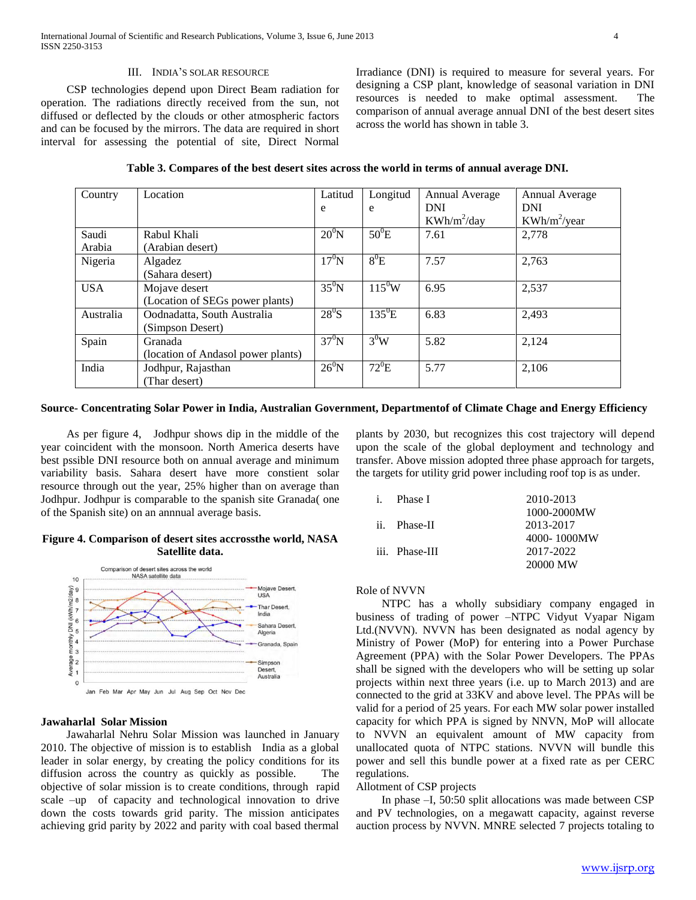## III. INDIA'S SOLAR RESOURCE

CSP technologies depend upon Direct Beam radiation for operation. The radiations directly received from the sun, not diffused or deflected by the clouds or other atmospheric factors and can be focused by the mirrors. The data are required in short interval for assessing the potential of site, Direct Normal Irradiance (DNI) is required to measure for several years. For designing a CSP plant, knowledge of seasonal variation in DNI resources is needed to make optimal assessment. The comparison of annual average annual DNI of the best desert sites across the world has shown in table 3.

**Table 3. Compares of the best desert sites across the world in terms of annual average DNI.**

| Country | Location | Latitude | Longitude | Annual Average DNI $KWh/m^2/day$ | Annual Average DNI $KWh/m^2/year$ |
|---|---|---|---|---|---|
| Saudi Arabia | Rabul Khali (Arabian desert) | $20^0$N | $50^0$E | 7.61 | 2,778 |
| Nigeria | Algadez (Sahara desert) | $17^0$N | $8^0$E | 7.57 | 2,763 |
| USA | Mojave desert (Location of SEGs power plants) | $35^0$N | $115^0$W | 6.95 | 2,537 |
| Australia | Oodnadatta, South Australia (Simpson Desert) | $28^0$S | $135^0$E | 6.83 | 2,493 |
| Spain | Granada (location of Andasol power plants) | $37^0$N | $3^0$W | 5.82 | 2,124 |
| India | Jodhpur, Rajasthan (Thar desert) | $26^0$N | $72^0$E | 5.77 | 2,106 |

**Source- Concentrating Solar Power in India, Australian Government, Departmentof of Climate Chage and Energy Efficiency**

As per figure 4, Jodhpur shows dip in the middle of the year coincident with the monsoon. North America deserts have best pssible DNI resource both on annual average and minimum variability basis. Sahara desert have more constient solar resource through out the year, 25% higher than on average than Jodhpur. Jodhpur is comparable to the spanish site Granada( one of the Spanish site) on an annnual average basis.

**Figure 4. Comparison of desert sites accrossthe world, NASA Satellite data.**

### Jawaharlal Solar Mission

Jawaharlal Nehru Solar Mission was launched in January 2010. The objective of mission is to establish India as a global leader in solar energy, by creating the policy conditions for its diffusion across the country as quickly as possible. The objective of solar mission is to create conditions, through rapid scale –up of capacity and technological innovation to drive down the costs towards grid parity. The mission anticipates achieving grid parity by 2022 and parity with coal based thermal plants by 2030, but recognizes this cost trajectory will depend upon the scale of the global deployment and technology and transfer. Above mission adopted three phase approach for targets, the targets for utility grid power including roof top is as under.

i. Phase I — 2010-2013 — 1000-2000MW
ii. Phase-II — 2013-2017 — 4000- 1000MW
iii. Phase-III — 2017-2022 — 20000 MW

Role of NVVN

NTPC has a wholly subsidiary company engaged in business of trading of power –NTPC Vidyut Vyapar Nigam Ltd.(NVVN). NVVN has been designated as nodal agency by Ministry of Power (MoP) for entering into a Power Purchase Agreement (PPA) with the Solar Power Developers. The PPAs shall be signed with the developers who will be setting up solar projects within next three years (i.e. up to March 2013) and are connected to the grid at 33KV and above level. The PPAs will be valid for a period of 25 years. For each MW solar power installed capacity for which PPA is signed by NNVN, MoP will allocate to NVVN an equivalent amount of MW capacity from unallocated quota of NTPC stations. NVVN will bundle this power and sell this bundle power at a fixed rate as per CERC regulations.

Allotment of CSP projects

In phase –I, 50:50 split allocations was made between CSP and PV technologies, on a megawatt capacity, against reverse auction process by NVVN. MNRE selected 7 projects totaling to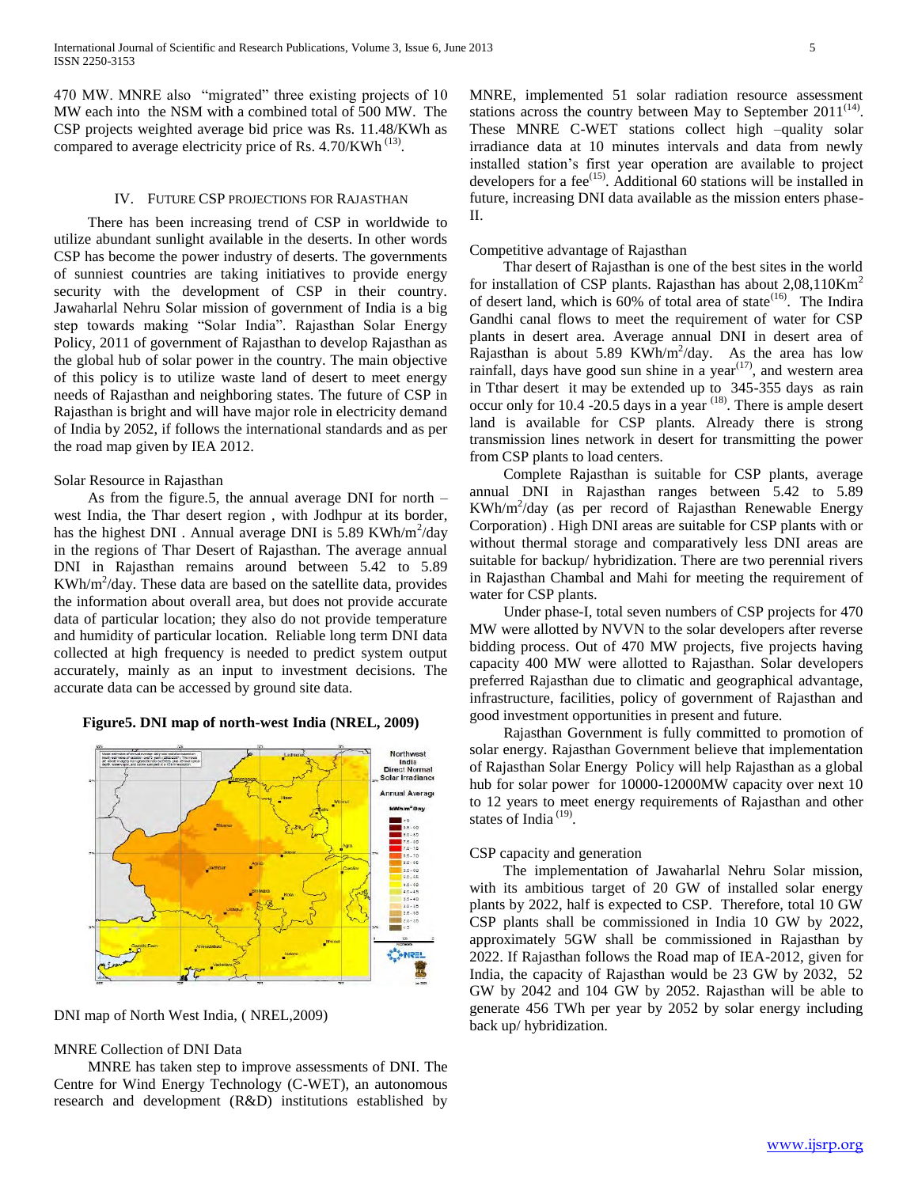470 MW. MNRE also "migrated" three existing projects of 10 MW each into the NSM with a combined total of 500 MW. The CSP projects weighted average bid price was Rs. 11.48/KWh as compared to average electricity price of Rs. 4.70/KWh [13].

## IV. Future CSP Projections for Rajasthan

There has been increasing trend of CSP in worldwide to utilize abundant sunlight available in the deserts. In other words CSP has become the power industry of deserts. The governments of sunniest countries are taking initiatives to provide energy security with the development of CSP in their country. Jawaharlal Nehru Solar mission of government of India is a big step towards making "Solar India". Rajasthan Solar Energy Policy, 2011 of government of Rajasthan to develop Rajasthan as the global hub of solar power in the country. The main objective of this policy is to utilize waste land of desert to meet energy needs of Rajasthan and neighboring states. The future of CSP in Rajasthan is bright and will have major role in electricity demand of India by 2052, if follows the international standards and as per the road map given by IEA 2012.

### Solar Resource in Rajasthan

As from the figure.5, the annual average DNI for north – west India, the Thar desert region , with Jodhpur at its border, has the highest DNI . Annual average DNI is 5.89 KWh/$m^2$/day in the regions of Thar Desert of Rajasthan. The average annual DNI in Rajasthan remains around between 5.42 to 5.89 KWh/$m^2$/day. These data are based on the satellite data, provides the information about overall area, but does not provide accurate data of particular location; they also do not provide temperature and humidity of particular location. Reliable long term DNI data collected at high frequency is needed to predict system output accurately, mainly as an input to investment decisions. The accurate data can be accessed by ground site data.

**Figure5. DNI map of north-west India (NREL, 2009)**

DNI map of North West India, ( NREL,2009)

### MNRE Collection of DNI Data

MNRE has taken step to improve assessments of DNI. The Centre for Wind Energy Technology (C-WET), an autonomous research and development (R&D) institutions established by MNRE, implemented 51 solar radiation resource assessment stations across the country between May to September 2011[14]. These MNRE C-WET stations collect high –quality solar irradiance data at 10 minutes intervals and data from newly installed station's first year operation are available to project developers for a fee[15]. Additional 60 stations will be installed in future, increasing DNI data available as the mission enters phase-II.

### Competitive advantage of Rajasthan

Thar desert of Rajasthan is one of the best sites in the world for installation of CSP plants. Rajasthan has about 2,08,110Km$^2$ of desert land, which is 60% of total area of state[16]. The Indira Gandhi canal flows to meet the requirement of water for CSP plants in desert area. Average annual DNI in desert area of Rajasthan is about 5.89 KWh/$m^2$/day. As the area has low rainfall, days have good sun shine in a year[17], and western area in Tthar desert it may be extended up to 345-355 days as rain occur only for 10.4 -20.5 days in a year [18]. There is ample desert land is available for CSP plants. Already there is strong transmission lines network in desert for transmitting the power from CSP plants to load centers.

Complete Rajasthan is suitable for CSP plants, average annual DNI in Rajasthan ranges between 5.42 to 5.89 KWh/$m^2$/day (as per record of Rajasthan Renewable Energy Corporation) . High DNI areas are suitable for CSP plants with or without thermal storage and comparatively less DNI areas are suitable for backup/ hybridization. There are two perennial rivers in Rajasthan Chambal and Mahi for meeting the requirement of water for CSP plants.

Under phase-I, total seven numbers of CSP projects for 470 MW were allotted by NVVN to the solar developers after reverse bidding process. Out of 470 MW projects, five projects having capacity 400 MW were allotted to Rajasthan. Solar developers preferred Rajasthan due to climatic and geographical advantage, infrastructure, facilities, policy of government of Rajasthan and good investment opportunities in present and future.

Rajasthan Government is fully committed to promotion of solar energy. Rajasthan Government believe that implementation of Rajasthan Solar Energy Policy will help Rajasthan as a global hub for solar power for 10000-12000MW capacity over next 10 to 12 years to meet energy requirements of Rajasthan and other states of India [19].

### CSP capacity and generation

The implementation of Jawaharlal Nehru Solar mission, with its ambitious target of 20 GW of installed solar energy plants by 2022, half is expected to CSP. Therefore, total 10 GW CSP plants shall be commissioned in India 10 GW by 2022, approximately 5GW shall be commissioned in Rajasthan by 2022. If Rajasthan follows the Road map of IEA-2012, given for India, the capacity of Rajasthan would be 23 GW by 2032, 52 GW by 2042 and 104 GW by 2052. Rajasthan will be able to generate 456 TWh per year by 2052 by solar energy including back up/ hybridization.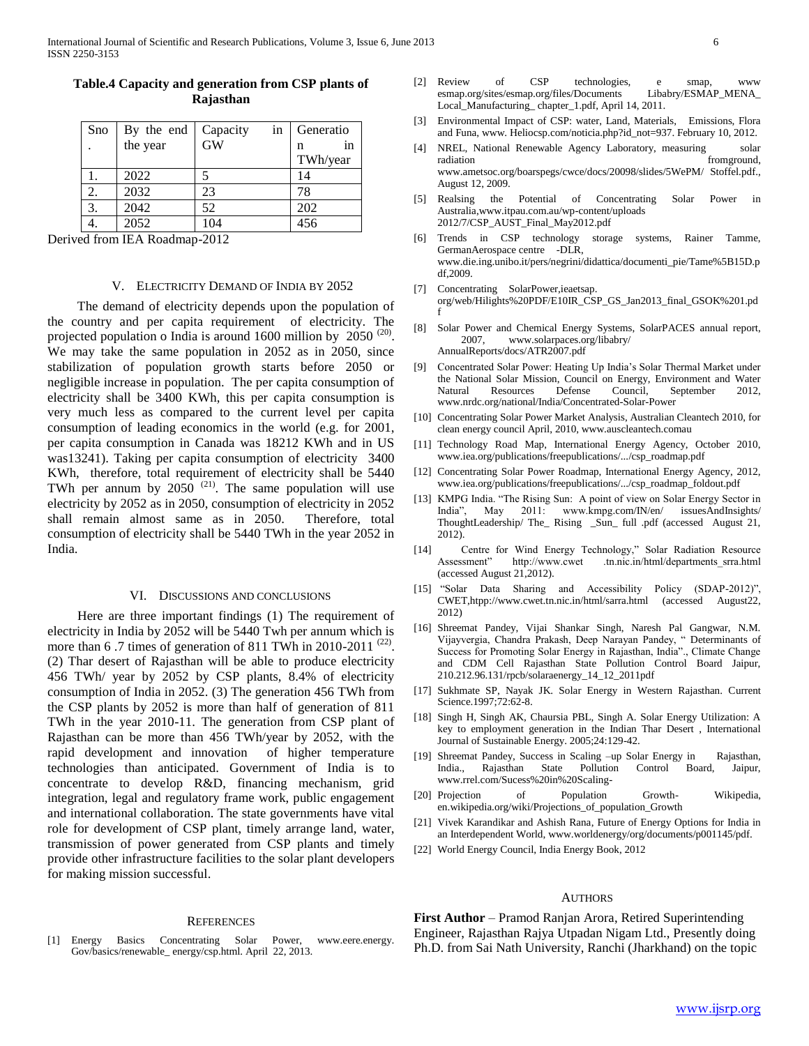**Table.4 Capacity and generation from CSP plants of Rajasthan**

| Sno. | By the end the year | Capacity in GW | Generation in TWh/year |
|---|---|---|---|
| 1. | 2022 | 5 | 14 |
| 2. | 2032 | 23 | 78 |
| 3. | 2042 | 52 | 202 |
| 4. | 2052 | 104 | 456 |

Derived from IEA Roadmap-2012

## V. Electricity Demand of India by 2052

The demand of electricity depends upon the population of the country and per capita requirement of electricity. The projected population o India is around 1600 million by 2050 [20]. We may take the same population in 2052 as in 2050, since stabilization of population growth starts before 2050 or negligible increase in population. The per capita consumption of electricity shall be 3400 KWh, this per capita consumption is very much less as compared to the current level per capita consumption of leading economics in the world (e.g. for 2001, per capita consumption in Canada was 18212 KWh and in US was13241). Taking per capita consumption of electricity 3400 KWh, therefore, total requirement of electricity shall be 5440 TWh per annum by 2050 [21]. The same population will use electricity by 2052 as in 2050, consumption of electricity in 2052 shall remain almost same as in 2050. Therefore, total consumption of electricity shall be 5440 TWh in the year 2052 in India.

## VI. Discussions and Conclusions

Here are three important findings (1) The requirement of electricity in India by 2052 will be 5440 Twh per annum which is more than 6 .7 times of generation of 811 TWh in 2010-2011 [22]. (2) Thar desert of Rajasthan will be able to produce electricity 456 TWh/ year by 2052 by CSP plants, 8.4% of electricity consumption of India in 2052. (3) The generation 456 TWh from the CSP plants by 2052 is more than half of generation of 811 TWh in the year 2010-11. The generation from CSP plant of Rajasthan can be more than 456 TWh/year by 2052, with the rapid development and innovation of higher temperature technologies than anticipated. Government of India is to concentrate to develop R&D, financing mechanism, grid integration, legal and regulatory frame work, public engagement and international collaboration. The state governments have vital role for development of CSP plant, timely arrange land, water, transmission of power generated from CSP plants and timely provide other infrastructure facilities to the solar plant developers for making mission successful.

## References

[1] Energy Basics Concentrating Solar Power, www.eere.energy. Gov/basics/renewable_ energy/csp.html. April 22, 2013.

[2] Review of CSP technologies, e smap, www esmap.org/sites/esmap.org/files/Documents Libabry/ESMAP_MENA_ Local_Manufacturing_ chapter_1.pdf, April 14, 2011.

[3] Environmental Impact of CSP: water, Land, Materials, Emissions, Flora and Funa, www. Heliocsp.com/noticia.php?id_not=937. February 10, 2012.

[4] NREL, National Renewable Agency Laboratory, measuring solar radiation fromground, www.ametsoc.org/boarspegs/cwce/docs/20098/slides/5WePM/ Stoffel.pdf., August 12, 2009.

[5] Realsing the Potential of Concentrating Solar Power in Australia,www.itpau.com.au/wp-content/uploads 2012/7/CSP_AUST_Final_May2012.pdf

[6] Trends in CSP technology storage systems, Rainer Tamme, GermanAerospace centre -DLR, www.die.ing.unibo.it/pers/negrini/didattica/documenti_pie/Tame%5B15D.pdf,2009.

[7] Concentrating SolarPower,ieaetsap. org/web/Hilights%20PDF/E10IR_CSP_GS_Jan2013_final_GSOK%201.pdf

[8] Solar Power and Chemical Energy Systems, SolarPACES annual report, 2007, www.solarpaces.org/libabry/ AnnualReports/docs/ATR2007.pdf

[9] Concentrated Solar Power: Heating Up India's Solar Thermal Market under the National Solar Mission, Council on Energy, Environment and Water Natural Resources Defense Council, September 2012, www.nrdc.org/national/India/Concentrated-Solar-Power

[10] Concentrating Solar Power Market Analysis, Australian Cleantech 2010, for clean energy council April, 2010, www.auscleantech.comau

[11] Technology Road Map, International Energy Agency, October 2010, www.iea.org/publications/freepublications/.../csp_roadmap.pdf

[12] Concentrating Solar Power Roadmap, International Energy Agency, 2012, www.iea.org/publications/freepublications/.../csp_roadmap_foldout.pdf

[13] KMPG India. "The Rising Sun: A point of view on Solar Energy Sector in India", May 2011: www.kmpg.com/IN/en/ issuesAndInsights/ ThoughtLeadership/ The_ Rising _Sun_ full .pdf (accessed August 21, 2012).

[14] Centre for Wind Energy Technology," Solar Radiation Resource Assessment" http://www.cwet .tn.nic.in/html/departments_srra.html (accessed August 21,2012).

[15] "Solar Data Sharing and Accessibility Policy (SDAP-2012)", CWET,htpp://www.cwet.tn.nic.in/html/sarra.html (accessed August22, 2012)

[16] Shreemat Pandey, Vijai Shankar Singh, Naresh Pal Gangwar, N.M. Vijayvergia, Chandra Prakash, Deep Narayan Pandey, " Determinants of Success for Promoting Solar Energy in Rajasthan, India"., Climate Change and CDM Cell Rajasthan State Pollution Control Board Jaipur, 210.212.96.131/rpcb/solaraenergy_14_12_2011pdf

[17] Sukhmate SP, Nayak JK. Solar Energy in Western Rajasthan. Current Science.1997;72:62-8.

[18] Singh H, Singh AK, Chaursia PBL, Singh A. Solar Energy Utilization: A key to employment generation in the Indian Thar Desert , International Journal of Sustainable Energy. 2005;24:129-42.

[19] Shreemat Pandey, Success in Scaling –up Solar Energy in Rajasthan, India., Rajasthan State Pollution Control Board, Jaipur, www.rrel.com/Sucess%20in%20Scaling-

[20] Projection of Population Growth- Wikipedia, en.wikipedia.org/wiki/Projections_of_population_Growth

[21] Vivek Karandikar and Ashish Rana, Future of Energy Options for India in an Interdependent World, www.worldenergy/org/documents/p001145/pdf.

[22] World Energy Council, India Energy Book, 2012

## Authors

**First Author** – Pramod Ranjan Arora, Retired Superintending Engineer, Rajasthan Rajya Utpadan Nigam Ltd., Presently doing Ph.D. from Sai Nath University, Ranchi (Jharkhand) on the topic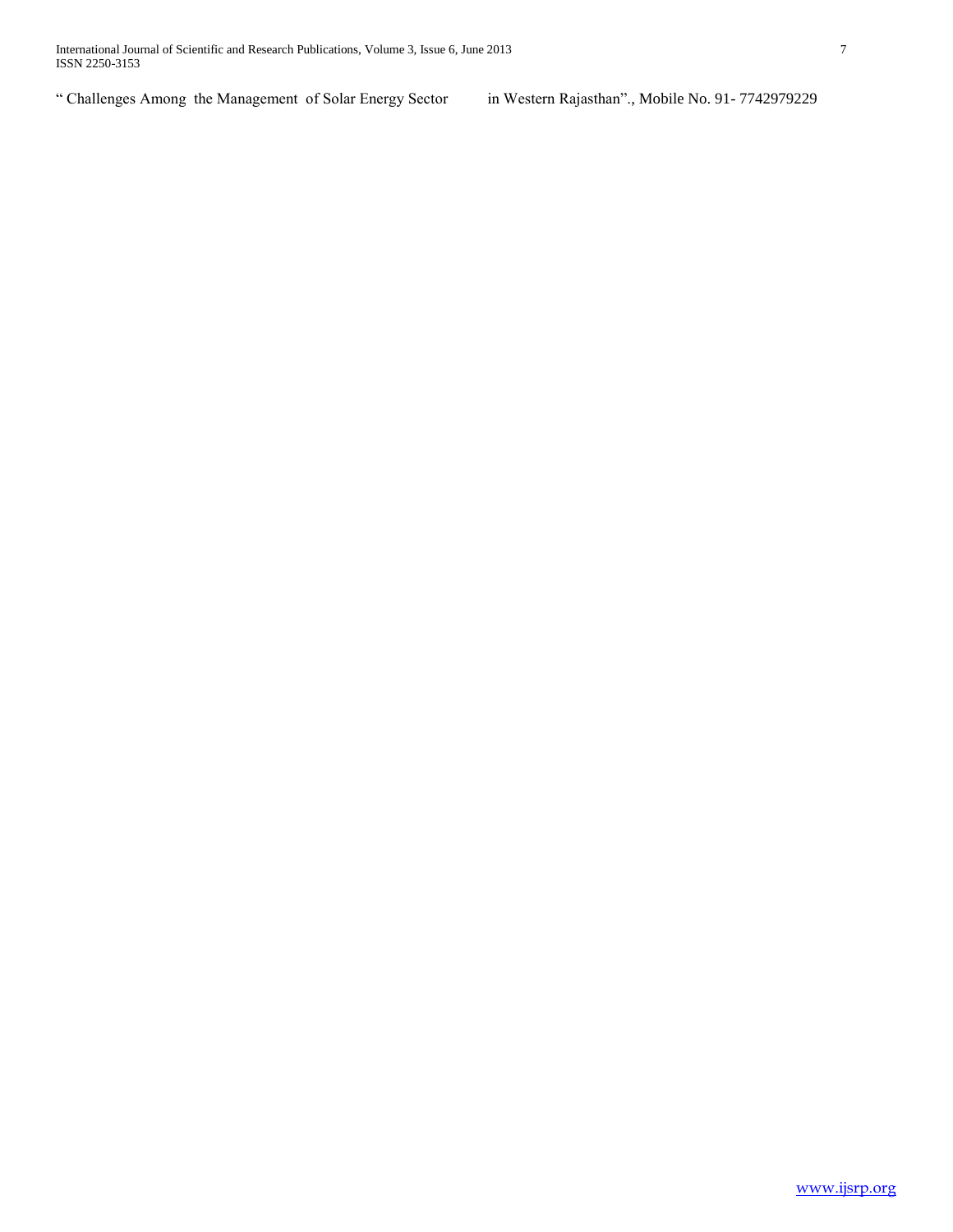" Challenges Among the Management of Solar Energy Sector in Western Rajasthan"., Mobile No. 91- 7742979229